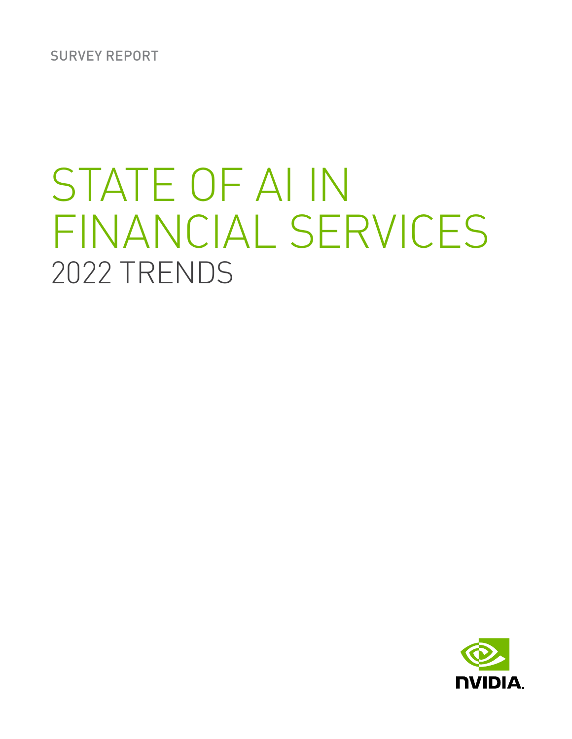SURVEY REPORT

# STATE OF AI IN FINANCIAL SERVICES

## 2022 TRENDS

NVIDIA.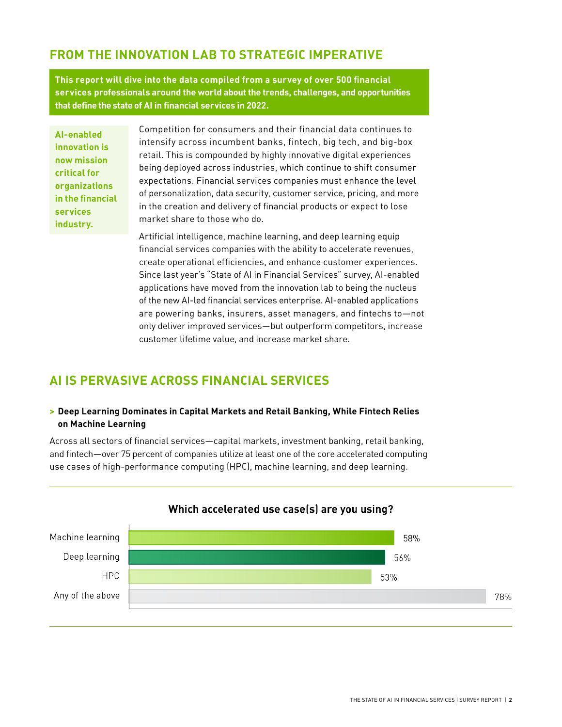## FROM THE INNOVATION LAB TO STRATEGIC IMPERATIVE

**This report will dive into the data compiled from a survey of over 500 financial services professionals around the world about the trends, challenges, and opportunities that define the state of AI in financial services in 2022.**

**AI-enabled innovation is now mission critical for organizations in the financial services industry.**

Competition for consumers and their financial data continues to intensify across incumbent banks, fintech, big tech, and big-box retail. This is compounded by highly innovative digital experiences being deployed across industries, which continue to shift consumer expectations. Financial services companies must enhance the level of personalization, data security, customer service, pricing, and more in the creation and delivery of financial products or expect to lose market share to those who do.

Artificial intelligence, machine learning, and deep learning equip financial services companies with the ability to accelerate revenues, create operational efficiencies, and enhance customer experiences. Since last year's "State of AI in Financial Services" survey, AI-enabled applications have moved from the innovation lab to being the nucleus of the new AI-led financial services enterprise. AI-enabled applications are powering banks, insurers, asset managers, and fintechs to—not only deliver improved services—but outperform competitors, increase customer lifetime value, and increase market share.

## AI IS PERVASIVE ACROSS FINANCIAL SERVICES

### > Deep Learning Dominates in Capital Markets and Retail Banking, While Fintech Relies on Machine Learning

Across all sectors of financial services—capital markets, investment banking, retail banking, and fintech—over 75 percent of companies utilize at least one of the core accelerated computing use cases of high-performance computing (HPC), machine learning, and deep learning.

**Which accelerated use case(s) are you using?**

| Use case | Percentage |
| --- | --- |
| Machine learning | 58% |
| Deep learning | 56% |
| HPC | 53% |
| Any of the above | 78% |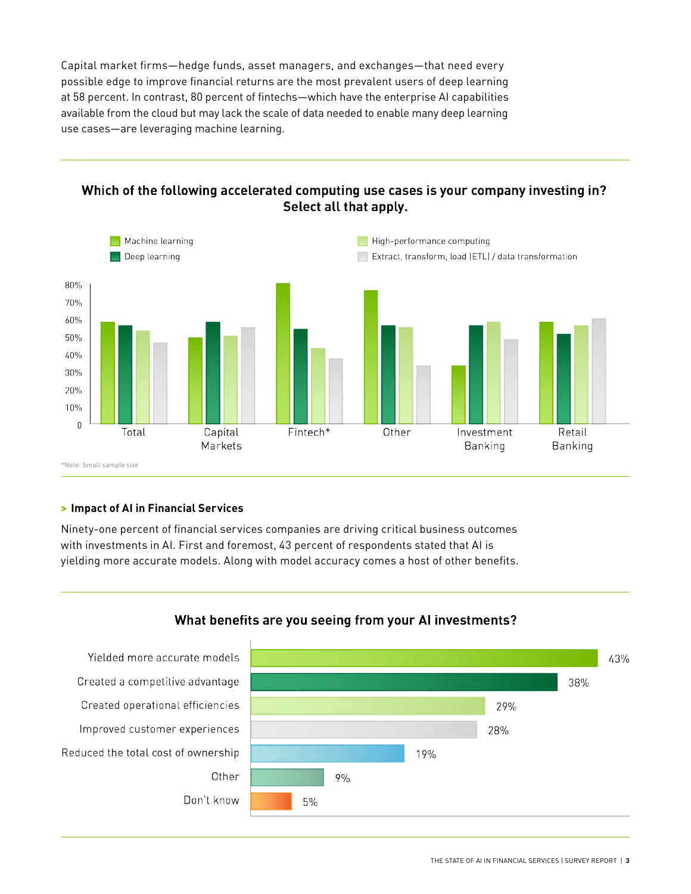Capital market firms—hedge funds, asset managers, and exchanges—that need every possible edge to improve financial returns are the most prevalent users of deep learning at 58 percent. In contrast, 80 percent of fintechs—which have the enterprise AI capabilities available from the cloud but may lack the scale of data needed to enable many deep learning use cases—are leveraging machine learning.

**Which of the following accelerated computing use cases is your company investing in? Select all that apply.**

Machine learning | Deep learning | High-performance computing | Extract, transform, load (ETL) / data transformation

Total | Capital Markets | Fintech* | Other | Investment Banking | Retail Banking

*Note: Small sample size

## > Impact of AI in Financial Services

Ninety-one percent of financial services companies are driving critical business outcomes with investments in AI. First and foremost, 43 percent of respondents stated that AI is yielding more accurate models. Along with model accuracy comes a host of other benefits.

**What benefits are you seeing from your AI investments?**

| Benefit | Percentage |
|---|---|
| Yielded more accurate models | 43% |
| Created a competitive advantage | 38% |
| Created operational efficiencies | 29% |
| Improved customer experiences | 28% |
| Reduced the total cost of ownership | 19% |
| Other | 9% |
| Don't know | 5% |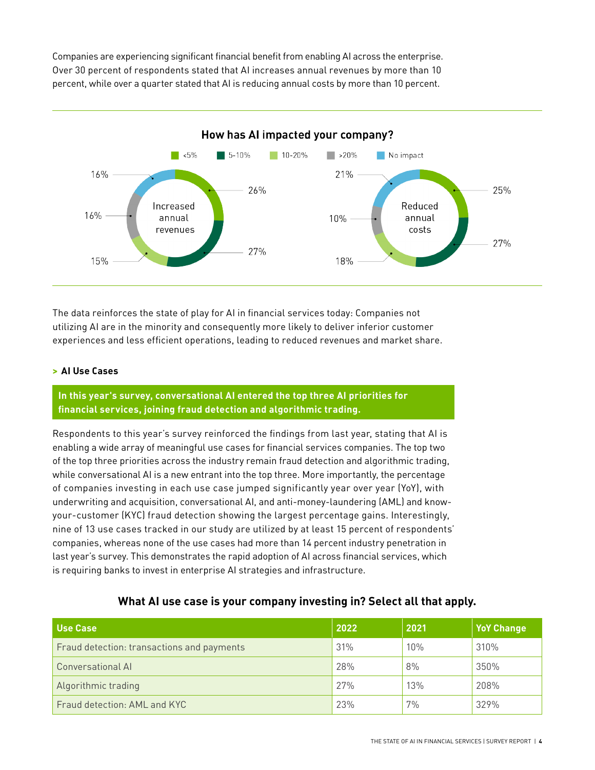Companies are experiencing significant financial benefit from enabling AI across the enterprise. Over 30 percent of respondents stated that AI increases annual revenues by more than 10 percent, while over a quarter stated that AI is reducing annual costs by more than 10 percent.

**How has AI impacted your company?**

<5% | 5-10% | 10-20% | >20% | No impact

Increased annual revenues: 26% | 27% | 15% | 16% | 16%

Reduced annual costs: 25% | 27% | 18% | 10% | 21%

The data reinforces the state of play for AI in financial services today: Companies not utilizing AI are in the minority and consequently more likely to deliver inferior customer experiences and less efficient operations, leading to reduced revenues and market share.

### > AI Use Cases

**In this year's survey, conversational AI entered the top three AI priorities for financial services, joining fraud detection and algorithmic trading.**

Respondents to this year's survey reinforced the findings from last year, stating that AI is enabling a wide array of meaningful use cases for financial services companies. The top two of the top three priorities across the industry remain fraud detection and algorithmic trading, while conversational AI is a new entrant into the top three. More importantly, the percentage of companies investing in each use case jumped significantly year over year (YoY), with underwriting and acquisition, conversational AI, and anti-money-laundering (AML) and know-your-customer (KYC) fraud detection showing the largest percentage gains. Interestingly, nine of 13 use cases tracked in our study are utilized by at least 15 percent of respondents' companies, whereas none of the use cases had more than 14 percent industry penetration in last year's survey. This demonstrates the rapid adoption of AI across financial services, which is requiring banks to invest in enterprise AI strategies and infrastructure.

**What AI use case is your company investing in? Select all that apply.**

| Use Case | 2022 | 2021 | YoY Change |
|---|---|---|---|
| Fraud detection: transactions and payments | 31% | 10% | 310% |
| Conversational AI | 28% | 8% | 350% |
| Algorithmic trading | 27% | 13% | 208% |
| Fraud detection: AML and KYC | 23% | 7% | 329% |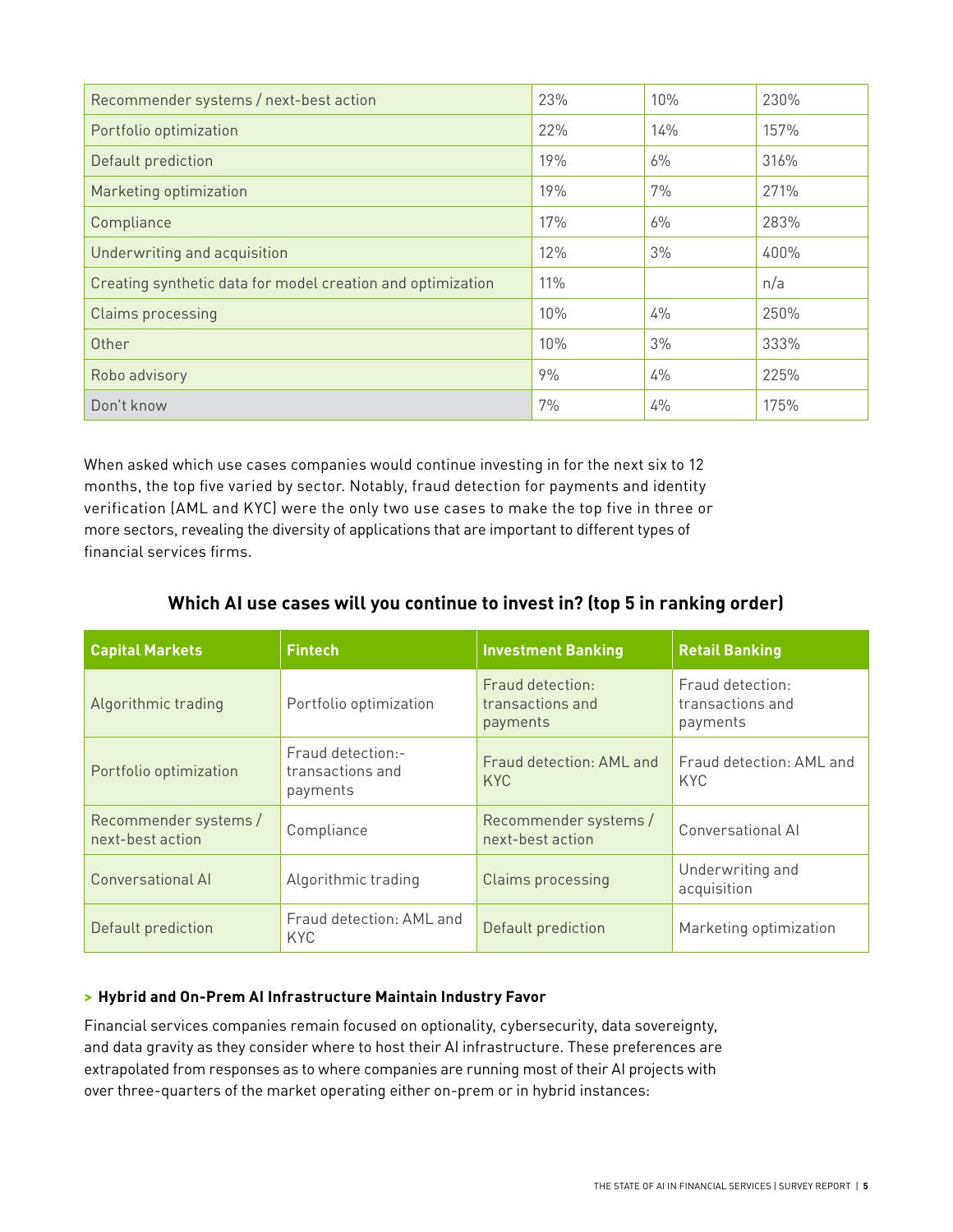| | | | |
|---|---|---|---|
| Recommender systems / next-best action | 23% | 10% | 230% |
| Portfolio optimization | 22% | 14% | 157% |
| Default prediction | 19% | 6% | 316% |
| Marketing optimization | 19% | 7% | 271% |
| Compliance | 17% | 6% | 283% |
| Underwriting and acquisition | 12% | 3% | 400% |
| Creating synthetic data for model creation and optimization | 11% | | n/a |
| Claims processing | 10% | 4% | 250% |
| Other | 10% | 3% | 333% |
| Robo advisory | 9% | 4% | 225% |
| Don't know | 7% | 4% | 175% |

When asked which use cases companies would continue investing in for the next six to 12 months, the top five varied by sector. Notably, fraud detection for payments and identity verification (AML and KYC) were the only two use cases to make the top five in three or more sectors, revealing the diversity of applications that are important to different types of financial services firms.

**Which AI use cases will you continue to invest in? (top 5 in ranking order)**

| Capital Markets | Fintech | Investment Banking | Retail Banking |
|---|---|---|---|
| Algorithmic trading | Portfolio optimization | Fraud detection: transactions and payments | Fraud detection: transactions and payments |
| Portfolio optimization | Fraud detection:- transactions and payments | Fraud detection: AML and KYC | Fraud detection: AML and KYC |
| Recommender systems / next-best action | Compliance | Recommender systems / next-best action | Conversational AI |
| Conversational AI | Algorithmic trading | Claims processing | Underwriting and acquisition |
| Default prediction | Fraud detection: AML and KYC | Default prediction | Marketing optimization |

### > Hybrid and On-Prem AI Infrastructure Maintain Industry Favor

Financial services companies remain focused on optionality, cybersecurity, data sovereignty, and data gravity as they consider where to host their AI infrastructure. These preferences are extrapolated from responses as to where companies are running most of their AI projects with over three-quarters of the market operating either on-prem or in hybrid instances: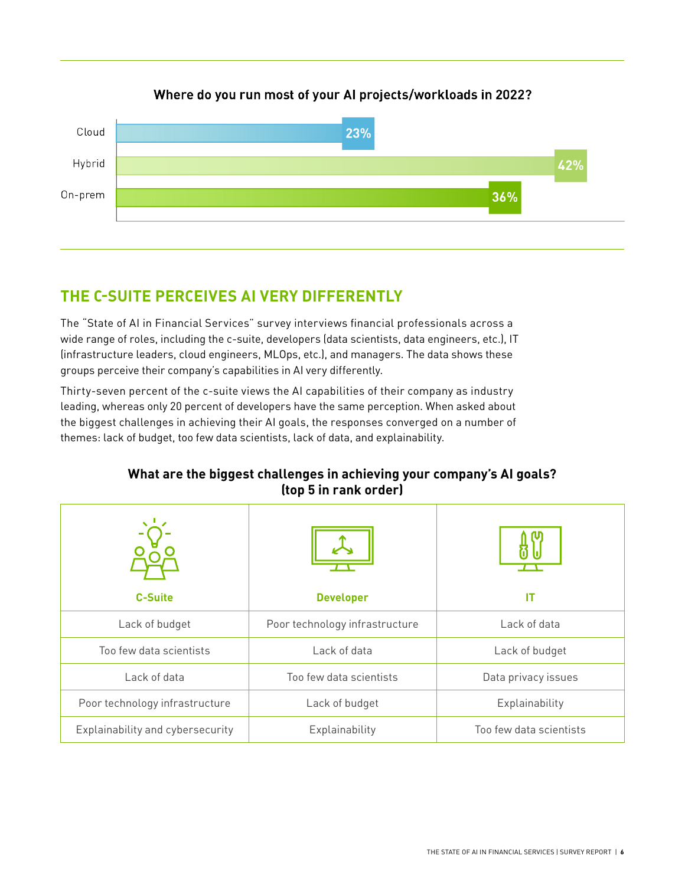**Where do you run most of your AI projects/workloads in 2022?**

| Location | Percentage |
|---|---|
| Cloud | 23% |
| Hybrid | 42% |
| On-prem | 36% |

## THE C-SUITE PERCEIVES AI VERY DIFFERENTLY

The "State of AI in Financial Services" survey interviews financial professionals across a wide range of roles, including the c-suite, developers (data scientists, data engineers, etc.), IT (infrastructure leaders, cloud engineers, MLOps, etc.), and managers. The data shows these groups perceive their company's capabilities in AI very differently.

Thirty-seven percent of the c-suite views the AI capabilities of their company as industry leading, whereas only 20 percent of developers have the same perception. When asked about the biggest challenges in achieving their AI goals, the responses converged on a number of themes: lack of budget, too few data scientists, lack of data, and explainability.

**What are the biggest challenges in achieving your company's AI goals? (top 5 in rank order)**

| C-Suite | Developer | IT |
|---|---|---|
| Lack of budget | Poor technology infrastructure | Lack of data |
| Too few data scientists | Lack of data | Lack of budget |
| Lack of data | Too few data scientists | Data privacy issues |
| Poor technology infrastructure | Lack of budget | Explainability |
| Explainability and cybersecurity | Explainability | Too few data scientists |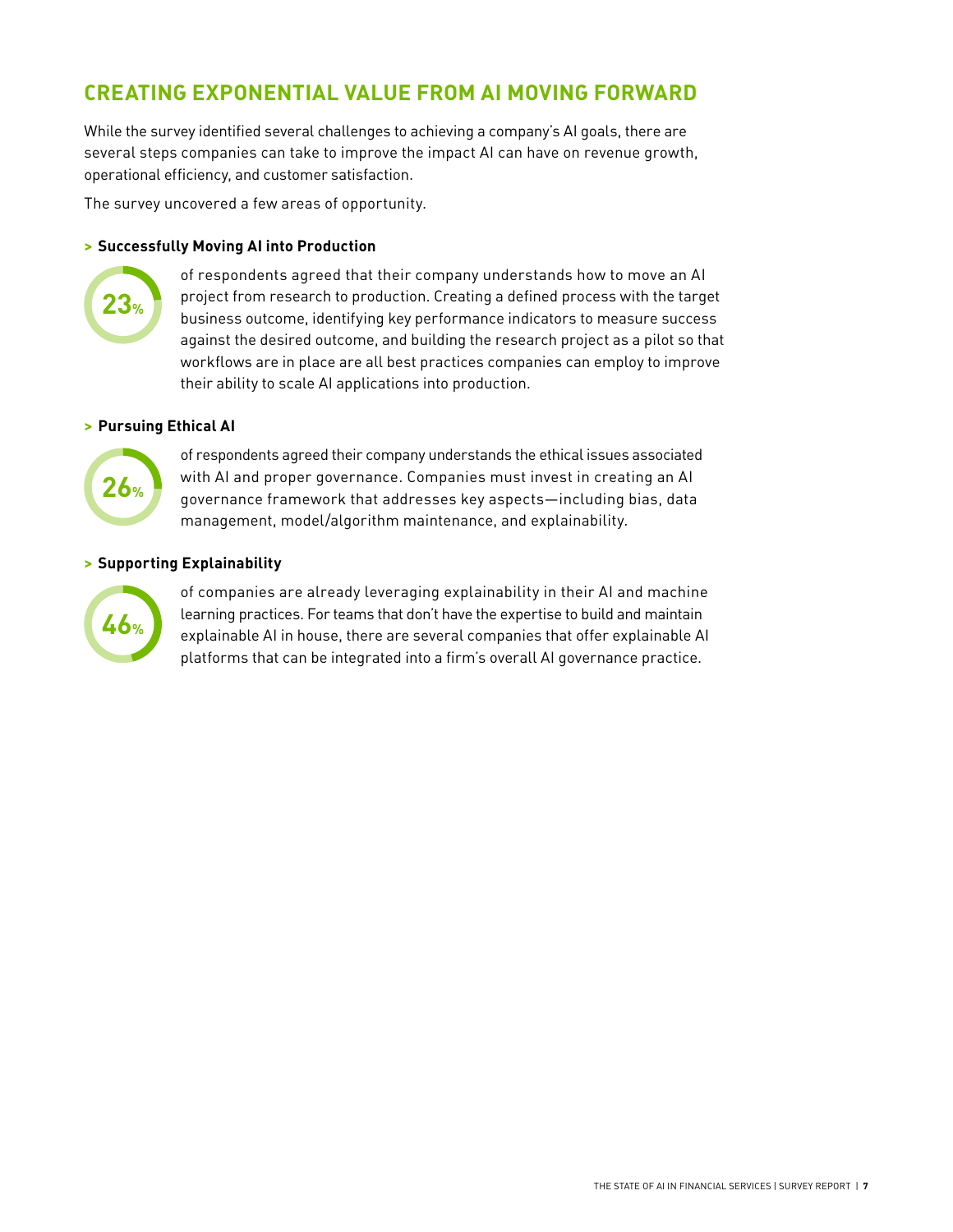## CREATING EXPONENTIAL VALUE FROM AI MOVING FORWARD

While the survey identified several challenges to achieving a company's AI goals, there are several steps companies can take to improve the impact AI can have on revenue growth, operational efficiency, and customer satisfaction.

The survey uncovered a few areas of opportunity.

### > Successfully Moving AI into Production

**23%** of respondents agreed that their company understands how to move an AI project from research to production. Creating a defined process with the target business outcome, identifying key performance indicators to measure success against the desired outcome, and building the research project as a pilot so that workflows are in place are all best practices companies can employ to improve their ability to scale AI applications into production.

### > Pursuing Ethical AI

**26%** of respondents agreed their company understands the ethical issues associated with AI and proper governance. Companies must invest in creating an AI governance framework that addresses key aspects—including bias, data management, model/algorithm maintenance, and explainability.

### > Supporting Explainability

**46%** of companies are already leveraging explainability in their AI and machine learning practices. For teams that don't have the expertise to build and maintain explainable AI in house, there are several companies that offer explainable AI platforms that can be integrated into a firm's overall AI governance practice.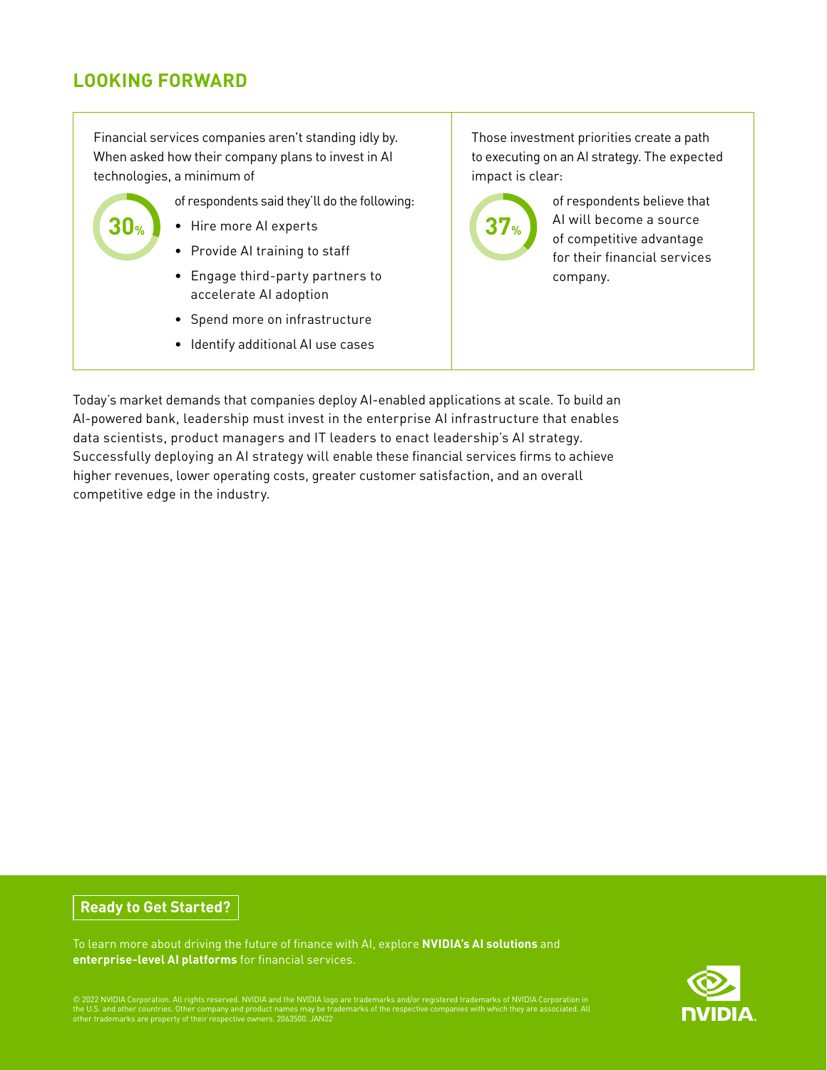## LOOKING FORWARD

Financial services companies aren't standing idly by. When asked how their company plans to invest in AI technologies, a minimum of

**30%**

of respondents said they'll do the following:

- Hire more AI experts
- Provide AI training to staff
- Engage third-party partners to accelerate AI adoption
- Spend more on infrastructure
- Identify additional AI use cases

Those investment priorities create a path to executing on an AI strategy. The expected impact is clear:

**37%**

of respondents believe that AI will become a source of competitive advantage for their financial services company.

Today's market demands that companies deploy AI-enabled applications at scale. To build an AI-powered bank, leadership must invest in the enterprise AI infrastructure that enables data scientists, product managers and IT leaders to enact leadership's AI strategy. Successfully deploying an AI strategy will enable these financial services firms to achieve higher revenues, lower operating costs, greater customer satisfaction, and an overall competitive edge in the industry.

### Ready to Get Started?

To learn more about driving the future of finance with AI, explore **NVIDIA's AI solutions** and **enterprise-level AI platforms** for financial services.

© 2022 NVIDIA Corporation. All rights reserved. NVIDIA and the NVIDIA logo are trademarks and/or registered trademarks of NVIDIA Corporation in the U.S. and other countries. Other company and product names may be trademarks of the respective companies with which they are associated. All other trademarks are property of their respective owners. 2063500. JAN22

NVIDIA.